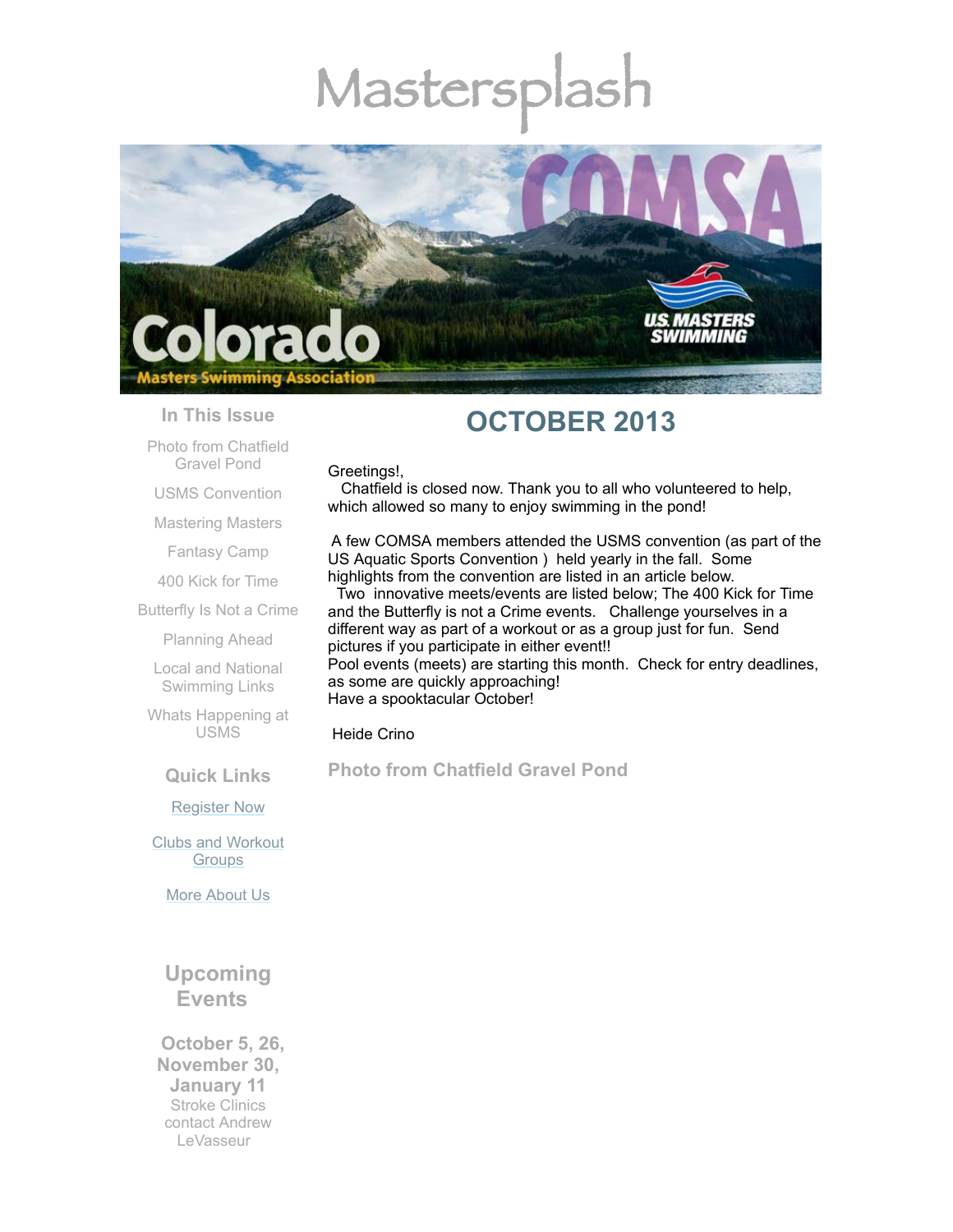# Mastersplash

# OCTOBER 2013

Greetings!,

Chatfield is closed now. Thank you to all who volunteered to help, which allowed so many to enjoy swimming in the pond!

A few COMSA members attended the USMS convention (as part of the US Aquatic Sports Convention ) held yearly in the fall. Some highlights from the convention are listed in an article below.

Two innovative meets/events are listed below; The 400 Kick for Time and the Butterfly is not a Crime events. Challenge yourselves in a different way as part of a workout or as a group just for fun. Send pictures if you participate in either event!!

Pool events (meets) are starting this month. Check for entry deadlines, as some are quickly approaching!

Have a spooktacular October!

Heide Crino

## Photo from Chatfield Gravel Pond

### In This Issue

- Photo from Chatfield Gravel Pond
- USMS Convention
- Mastering Masters
- Fantasy Camp
- 400 Kick for Time
- Butterfly Is Not a Crime
- Planning Ahead
- Local and National Swimming Links
- Whats Happening at USMS

### Quick Links

- Register Now
- Clubs and Workout Groups
- More About Us

### Upcoming Events

**October 5, 26, November 30, January 11**
Stroke Clinics
contact Andrew LeVasseur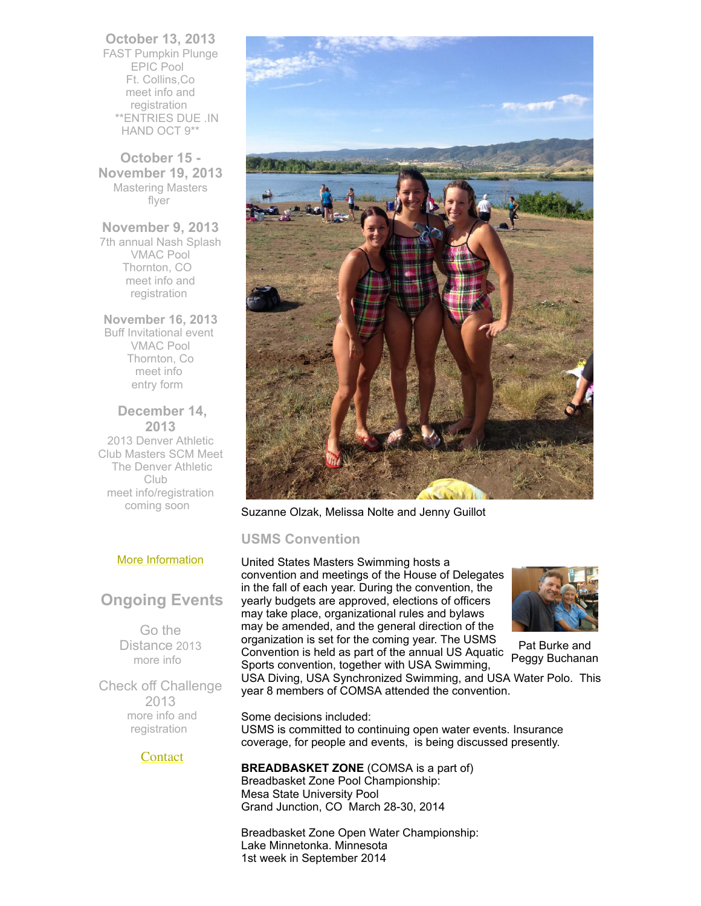**October 13, 2013**
FAST Pumpkin Plunge
EPIC Pool
Ft. Collins,Co
meet info and registration
**ENTRIES DUE .IN HAND OCT 9**

**October 15 - November 19, 2013**
Mastering Masters flyer

**November 9, 2013**
7th annual Nash Splash
VMAC Pool
Thornton, CO
meet info and registration

**November 16, 2013**
Buff Invitational event
VMAC Pool
Thornton, Co
meet info
entry form

**December 14, 2013**
2013 Denver Athletic Club Masters SCM Meet
The Denver Athletic Club
meet info/registration coming soon

More Information

## Ongoing Events

Go the Distance 2013
more info

Check off Challenge 2013
more info and registration

Contact

Suzanne Olzak, Melissa Nolte and Jenny Guillot

## USMS Convention

United States Masters Swimming hosts a convention and meetings of the House of Delegates in the fall of each year. During the convention, the yearly budgets are approved, elections of officers may take place, organizational rules and bylaws may be amended, and the general direction of the organization is set for the coming year. The USMS Convention is held as part of the annual US Aquatic Sports convention, together with USA Swimming, USA Diving, USA Synchronized Swimming, and USA Water Polo. This year 8 members of COMSA attended the convention.

Pat Burke and Peggy Buchanan

Some decisions included:
USMS is committed to continuing open water events. Insurance coverage, for people and events, is being discussed presently.

**BREADBASKET ZONE** (COMSA is a part of)
Breadbasket Zone Pool Championship:
Mesa State University Pool
Grand Junction, CO March 28-30, 2014

Breadbasket Zone Open Water Championship:
Lake Minnetonka. Minnesota
1st week in September 2014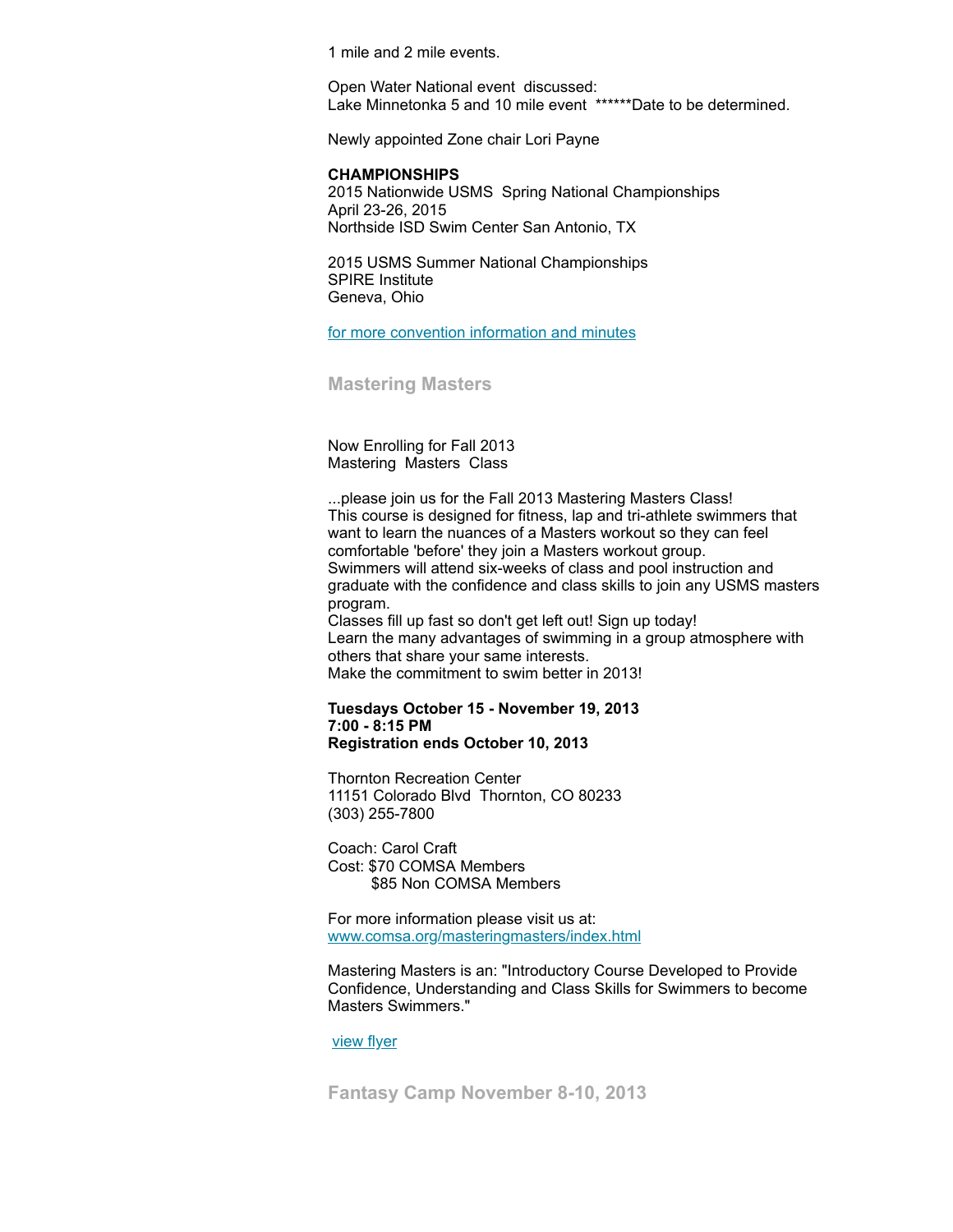1 mile and 2 mile events.

Open Water National event discussed:
Lake Minnetonka 5 and 10 mile event ******Date to be determined.

Newly appointed Zone chair Lori Payne

**CHAMPIONSHIPS**
2015 Nationwide USMS Spring National Championships
April 23-26, 2015
Northside ISD Swim Center San Antonio, TX

2015 USMS Summer National Championships
SPIRE Institute
Geneva, Ohio

[for more convention information and minutes]

## Mastering Masters

Now Enrolling for Fall 2013
Mastering Masters Class

...please join us for the Fall 2013 Mastering Masters Class!
This course is designed for fitness, lap and tri-athlete swimmers that want to learn the nuances of a Masters workout so they can feel comfortable 'before' they join a Masters workout group.
Swimmers will attend six-weeks of class and pool instruction and graduate with the confidence and class skills to join any USMS masters program.
Classes fill up fast so don't get left out! Sign up today!
Learn the many advantages of swimming in a group atmosphere with others that share your same interests.
Make the commitment to swim better in 2013!

**Tuesdays October 15 - November 19, 2013**
**7:00 - 8:15 PM**
**Registration ends October 10, 2013**

Thornton Recreation Center
11151 Colorado Blvd Thornton, CO 80233
(303) 255-7800

Coach: Carol Craft
Cost: $70 COMSA Members
$85 Non COMSA Members

For more information please visit us at:
www.comsa.org/masteringmasters/index.html

Mastering Masters is an: "Introductory Course Developed to Provide Confidence, Understanding and Class Skills for Swimmers to become Masters Swimmers."

[view flyer]

## Fantasy Camp November 8-10, 2013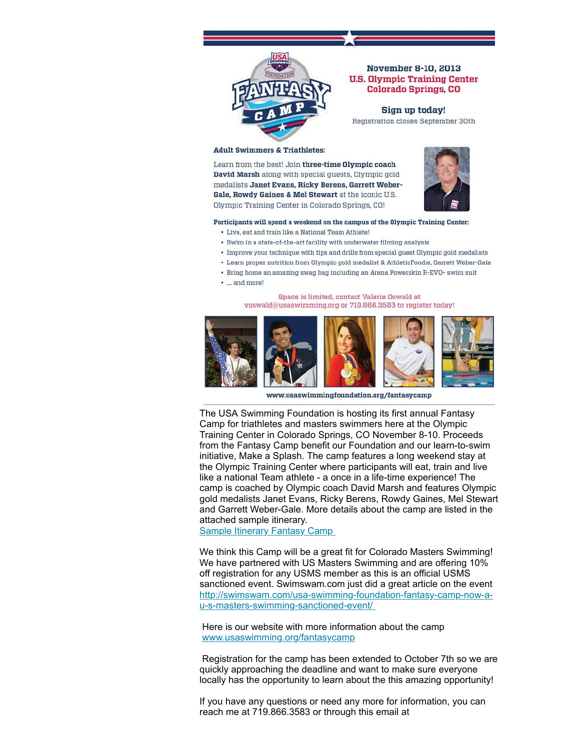November 8-10, 2013
**U.S. Olympic Training Center**
**Colorado Springs, CO**

**Sign up today!**
Registration closes September 30th

**Adult Swimmers & Triathletes:**

Learn from the best! Join **three-time Olympic coach David Marsh** along with special guests, Olympic gold medalists **Janet Evans, Ricky Berens, Garrett Weber-Gale, Rowdy Gaines & Mel Stewart** at the iconic U.S. Olympic Training Center in Colorado Springs, CO!

**Participants will spend a weekend on the campus of the Olympic Training Center:**

- Live, eat and train like a National Team Athlete!
- Swim in a state-of-the-art facility with underwater filming analysis
- Improve your technique with tips and drills from special guest Olympic gold medalists
- Learn proper nutrition from Olympic gold medalist & AthleticFoodie, Garrett Weber-Gale
- Bring home an amazing swag bag including an Arena Powerskin R-EVO+ swim suit
- .... and more!

Space is limited, contact Valerie Oswald at voswald@usaswimming.org or 719.866.3583 to register today!

www.usaswimmingfoundation.org/fantasycamp

---

The USA Swimming Foundation is hosting its first annual Fantasy Camp for triathletes and masters swimmers here at the Olympic Training Center in Colorado Springs, CO November 8-10. Proceeds from the Fantasy Camp benefit our Foundation and our learn-to-swim initiative, Make a Splash. The camp features a long weekend stay at the Olympic Training Center where participants will eat, train and live like a national Team athlete - a once in a life-time experience! The camp is coached by Olympic coach David Marsh and features Olympic gold medalists Janet Evans, Ricky Berens, Rowdy Gaines, Mel Stewart and Garrett Weber-Gale. More details about the camp are listed in the attached sample itinerary.
Sample Itinerary Fantasy Camp

We think this Camp will be a great fit for Colorado Masters Swimming! We have partnered with US Masters Swimming and are offering 10% off registration for any USMS member as this is an official USMS sanctioned event. Swimswam.com just did a great article on the event http://swimswam.com/usa-swimming-foundation-fantasy-camp-now-a-u-s-masters-swimming-sanctioned-event/

Here is our website with more information about the camp www.usaswimming.org/fantasycamp

Registration for the camp has been extended to October 7th so we are quickly approaching the deadline and want to make sure everyone locally has the opportunity to learn about the this amazing opportunity!

If you have any questions or need any more for information, you can reach me at 719.866.3583 or through this email at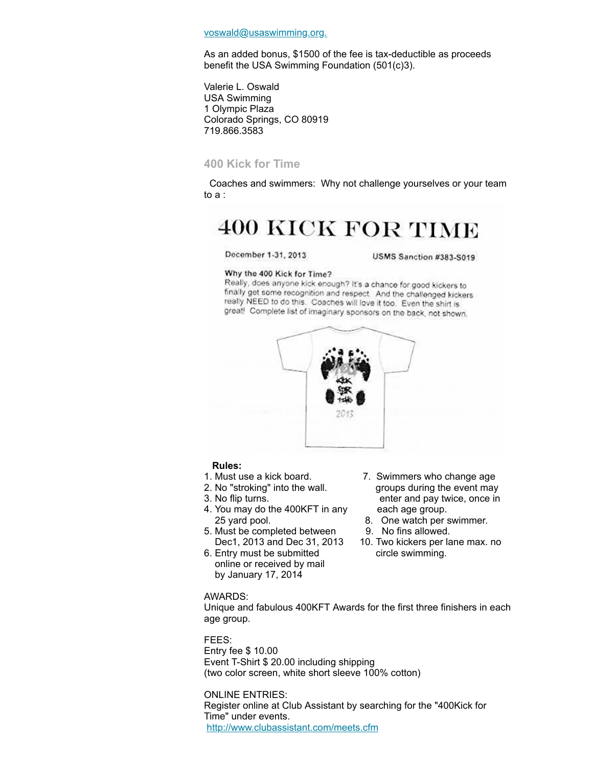voswald@usaswimming.org.

As an added bonus, $1500 of the fee is tax-deductible as proceeds benefit the USA Swimming Foundation (501(c)3).

Valerie L. Oswald
USA Swimming
1 Olympic Plaza
Colorado Springs, CO 80919
719.866.3583

### 400 Kick for Time

Coaches and swimmers: Why not challenge yourselves or your team to a :

# 400 KICK FOR TIME

December 1-31, 2013

USMS Sanction #383-S019

**Why the 400 Kick for Time?**
Really, does anyone kick enough? It's a chance for good kickers to finally get some recognition and respect. And the challenged kickers really NEED to do this. Coaches will love it too. Even the shirt is great! Complete list of imaginary sponsors on the back, not shown.

**Rules:**

1. Must use a kick board.
2. No "stroking" into the wall.
3. No flip turns.
4. You may do the 400KFT in any 25 yard pool.
5. Must be completed between Dec1, 2013 and Dec 31, 2013
6. Entry must be submitted online or received by mail by January 17, 2014
7. Swimmers who change age groups during the event may enter and pay twice, once in each age group.
8. One watch per swimmer.
9. No fins allowed.
10. Two kickers per lane max. no circle swimming.

AWARDS:
Unique and fabulous 400KFT Awards for the first three finishers in each age group.

FEES:
Entry fee $ 10.00
Event T-Shirt $ 20.00 including shipping
(two color screen, white short sleeve 100% cotton)

ONLINE ENTRIES:
Register online at Club Assistant by searching for the "400Kick for Time" under events.
http://www.clubassistant.com/meets.cfm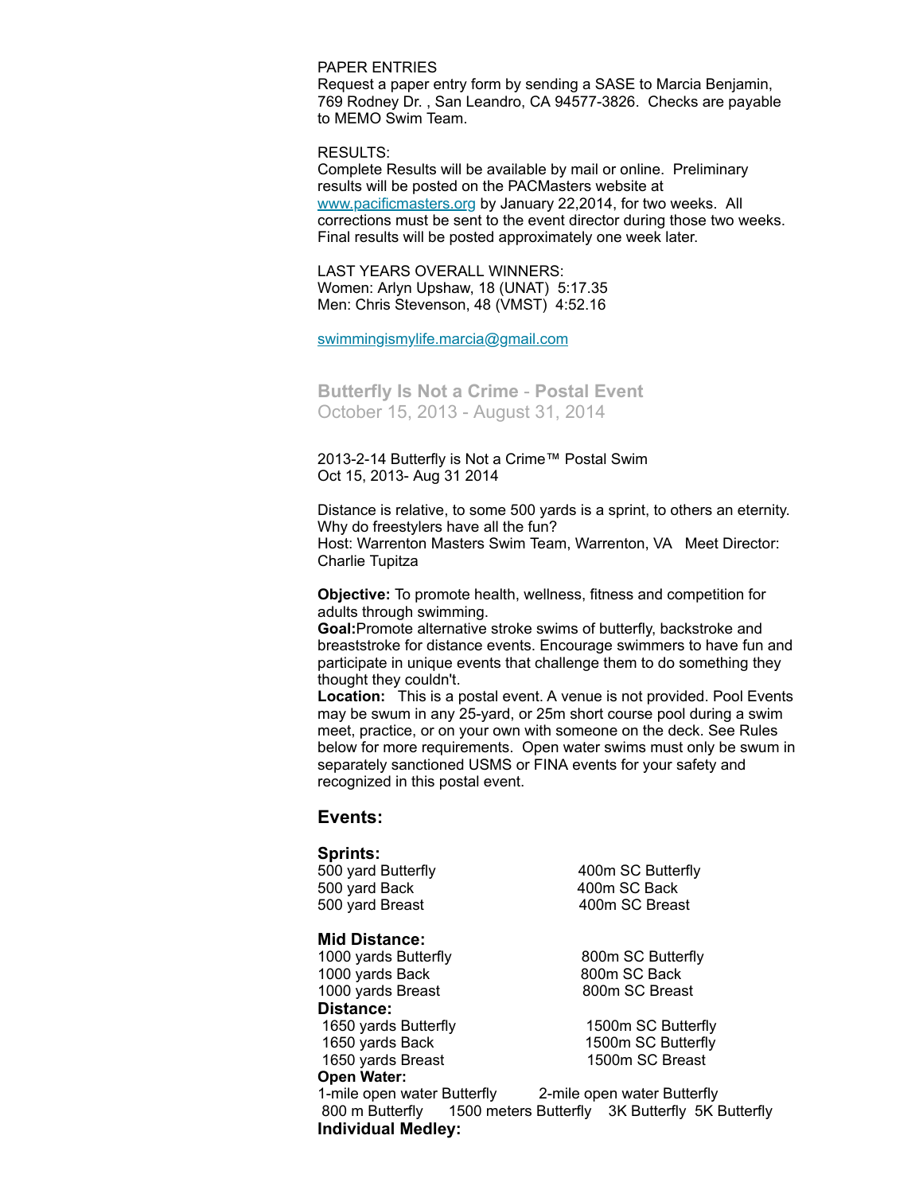PAPER ENTRIES
Request a paper entry form by sending a SASE to Marcia Benjamin, 769 Rodney Dr. , San Leandro, CA 94577-3826. Checks are payable to MEMO Swim Team.

RESULTS:
Complete Results will be available by mail or online. Preliminary results will be posted on the PACMasters website at www.pacificmasters.org by January 22,2014, for two weeks. All corrections must be sent to the event director during those two weeks. Final results will be posted approximately one week later.

LAST YEARS OVERALL WINNERS:
Women: Arlyn Upshaw, 18 (UNAT) 5:17.35
Men: Chris Stevenson, 48 (VMST) 4:52.16

swimmingismylife.marcia@gmail.com

## Butterfly Is Not a Crime - Postal Event

October 15, 2013 - August 31, 2014

2013-2-14 Butterfly is Not a Crime™ Postal Swim
Oct 15, 2013- Aug 31 2014

Distance is relative, to some 500 yards is a sprint, to others an eternity. Why do freestylers have all the fun?
Host: Warrenton Masters Swim Team, Warrenton, VA Meet Director: Charlie Tupitza

**Objective:** To promote health, wellness, fitness and competition for adults through swimming.
**Goal:**Promote alternative stroke swims of butterfly, backstroke and breaststroke for distance events. Encourage swimmers to have fun and participate in unique events that challenge them to do something they thought they couldn't.
**Location:** This is a postal event. A venue is not provided. Pool Events may be swum in any 25-yard, or 25m short course pool during a swim meet, practice, or on your own with someone on the deck. See Rules below for more requirements. Open water swims must only be swum in separately sanctioned USMS or FINA events for your safety and recognized in this postal event.

### Events:

**Sprints:**

| | |
|---|---|
| 500 yard Butterfly | 400m SC Butterfly |
| 500 yard Back | 400m SC Back |
| 500 yard Breast | 400m SC Breast |

**Mid Distance:**

| | |
|---|---|
| 1000 yards Butterfly | 800m SC Butterfly |
| 1000 yards Back | 800m SC Back |
| 1000 yards Breast | 800m SC Breast |

**Distance:**

| | |
|---|---|
| 1650 yards Butterfly | 1500m SC Butterfly |
| 1650 yards Back | 1500m SC Butterfly |
| 1650 yards Breast | 1500m SC Breast |

**Open Water:**
1-mile open water Butterfly    2-mile open water Butterfly
800 m Butterfly    1500 meters Butterfly    3K Butterfly    5K Butterfly

**Individual Medley:**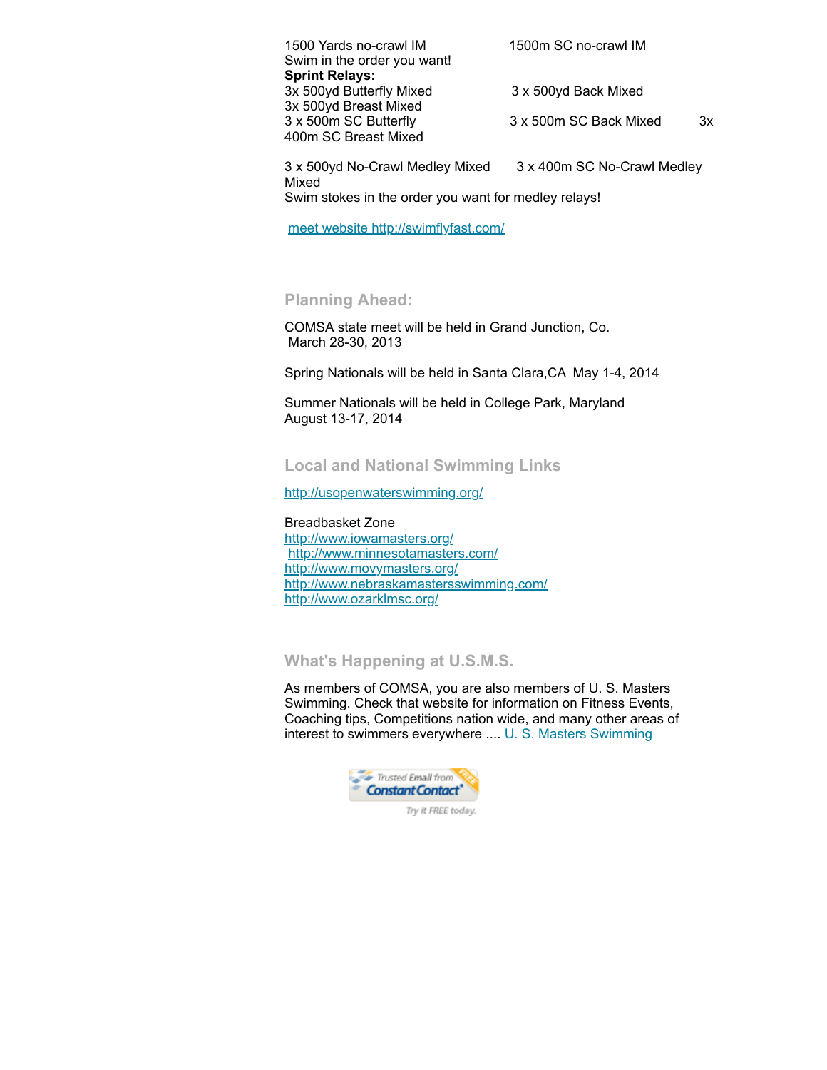1500 Yards no-crawl IM 1500m SC no-crawl IM
Swim in the order you want!

**Sprint Relays:**

3x 500yd Butterfly Mixed 3 x 500yd Back Mixed 3x 500yd Breast Mixed
3 x 500m SC Butterfly 3 x 500m SC Back Mixed 3x 400m SC Breast Mixed

3 x 500yd No-Crawl Medley Mixed 3 x 400m SC No-Crawl Medley Mixed
Swim stokes in the order you want for medley relays!

[meet website http://swimflyfast.com/](http://swimflyfast.com/)

## Planning Ahead:

COMSA state meet will be held in Grand Junction, Co.
March 28-30, 2013

Spring Nationals will be held in Santa Clara,CA May 1-4, 2014

Summer Nationals will be held in College Park, Maryland
August 13-17, 2014

## Local and National Swimming Links

[http://usopenwaterswimming.org/](http://usopenwaterswimming.org/)

Breadbasket Zone
[http://www.iowamasters.org/](http://www.iowamasters.org/)
[http://www.minnesotamasters.com/](http://www.minnesotamasters.com/)
[http://www.movymasters.org/](http://www.movymasters.org/)
[http://www.nebraskamastersswimming.com/](http://www.nebraskamastersswimming.com/)
[http://www.ozarklmsc.org/](http://www.ozarklmsc.org/)

## What's Happening at U.S.M.S.

As members of COMSA, you are also members of U. S. Masters Swimming. Check that website for information on Fitness Events, Coaching tips, Competitions nation wide, and many other areas of interest to swimmers everywhere .... U. S. Masters Swimming

Trusted Email from Constant Contact FREE
Try it FREE today.